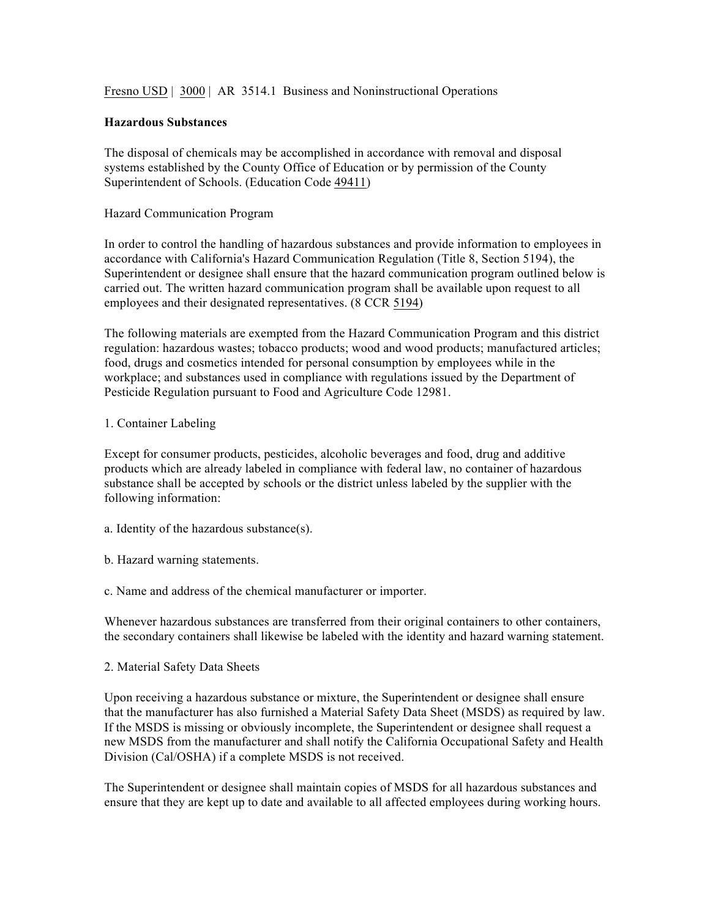Fresno USD | 3000 | AR 3514.1 Business and Noninstructional Operations

## Hazardous Substances

The disposal of chemicals may be accomplished in accordance with removal and disposal systems established by the County Office of Education or by permission of the County Superintendent of Schools. (Education Code 49411)

### Hazard Communication Program

In order to control the handling of hazardous substances and provide information to employees in accordance with California's Hazard Communication Regulation (Title 8, Section 5194), the Superintendent or designee shall ensure that the hazard communication program outlined below is carried out. The written hazard communication program shall be available upon request to all employees and their designated representatives. (8 CCR 5194)

The following materials are exempted from the Hazard Communication Program and this district regulation: hazardous wastes; tobacco products; wood and wood products; manufactured articles; food, drugs and cosmetics intended for personal consumption by employees while in the workplace; and substances used in compliance with regulations issued by the Department of Pesticide Regulation pursuant to Food and Agriculture Code 12981.

#### 1. Container Labeling

Except for consumer products, pesticides, alcoholic beverages and food, drug and additive products which are already labeled in compliance with federal law, no container of hazardous substance shall be accepted by schools or the district unless labeled by the supplier with the following information:

a. Identity of the hazardous substance(s).

b. Hazard warning statements.

c. Name and address of the chemical manufacturer or importer.

Whenever hazardous substances are transferred from their original containers to other containers, the secondary containers shall likewise be labeled with the identity and hazard warning statement.

#### 2. Material Safety Data Sheets

Upon receiving a hazardous substance or mixture, the Superintendent or designee shall ensure that the manufacturer has also furnished a Material Safety Data Sheet (MSDS) as required by law. If the MSDS is missing or obviously incomplete, the Superintendent or designee shall request a new MSDS from the manufacturer and shall notify the California Occupational Safety and Health Division (Cal/OSHA) if a complete MSDS is not received.

The Superintendent or designee shall maintain copies of MSDS for all hazardous substances and ensure that they are kept up to date and available to all affected employees during working hours.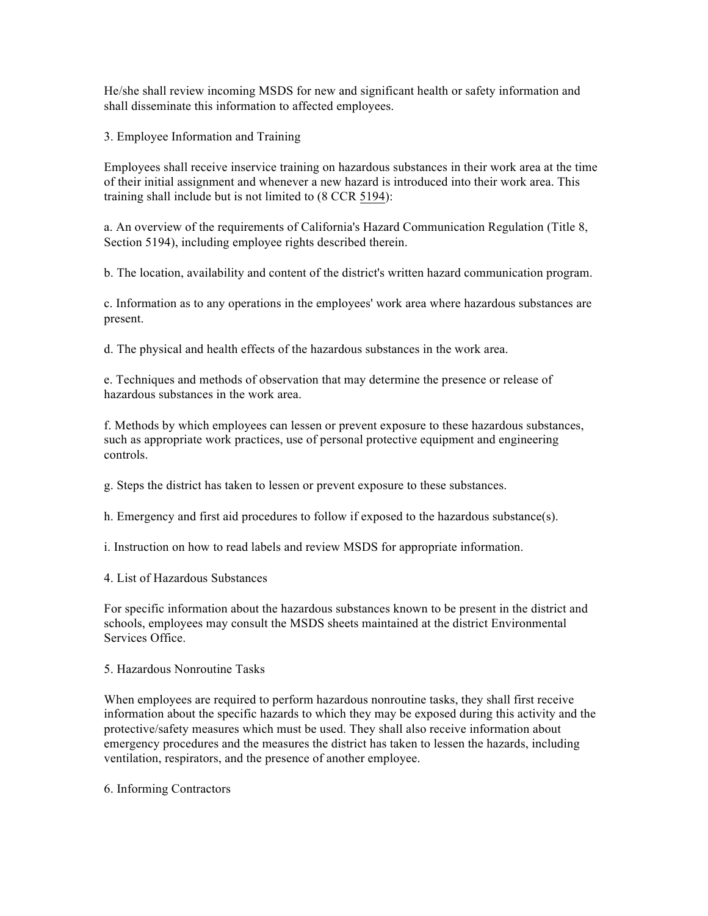He/she shall review incoming MSDS for new and significant health or safety information and shall disseminate this information to affected employees.

3. Employee Information and Training

Employees shall receive inservice training on hazardous substances in their work area at the time of their initial assignment and whenever a new hazard is introduced into their work area. This training shall include but is not limited to (8 CCR 5194):

a. An overview of the requirements of California's Hazard Communication Regulation (Title 8, Section 5194), including employee rights described therein.

b. The location, availability and content of the district's written hazard communication program.

c. Information as to any operations in the employees' work area where hazardous substances are present.

d. The physical and health effects of the hazardous substances in the work area.

e. Techniques and methods of observation that may determine the presence or release of hazardous substances in the work area.

f. Methods by which employees can lessen or prevent exposure to these hazardous substances, such as appropriate work practices, use of personal protective equipment and engineering controls.

g. Steps the district has taken to lessen or prevent exposure to these substances.

h. Emergency and first aid procedures to follow if exposed to the hazardous substance(s).

i. Instruction on how to read labels and review MSDS for appropriate information.

4. List of Hazardous Substances

For specific information about the hazardous substances known to be present in the district and schools, employees may consult the MSDS sheets maintained at the district Environmental Services Office.

5. Hazardous Nonroutine Tasks

When employees are required to perform hazardous nonroutine tasks, they shall first receive information about the specific hazards to which they may be exposed during this activity and the protective/safety measures which must be used. They shall also receive information about emergency procedures and the measures the district has taken to lessen the hazards, including ventilation, respirators, and the presence of another employee.

6. Informing Contractors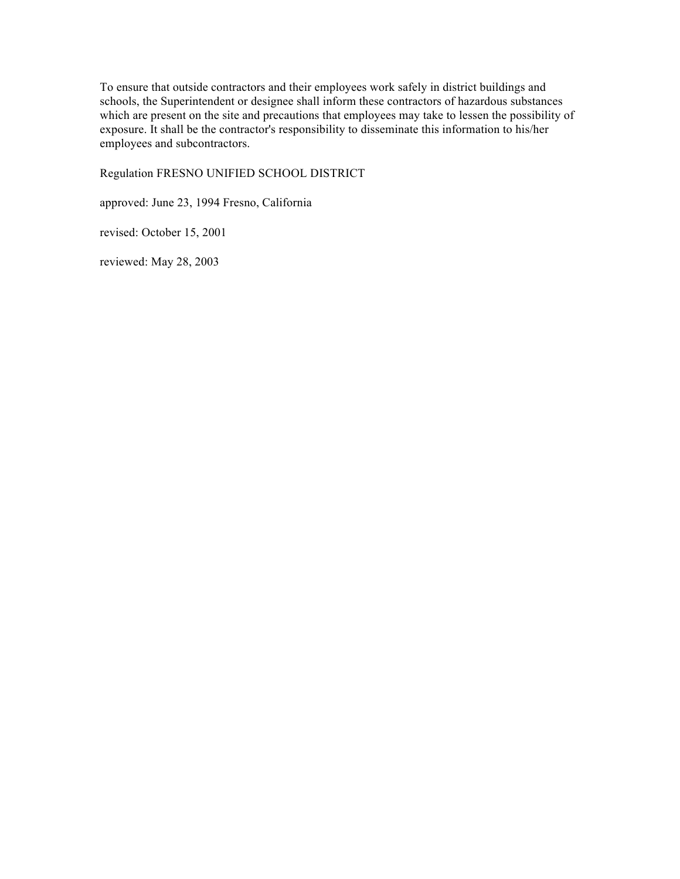To ensure that outside contractors and their employees work safely in district buildings and schools, the Superintendent or designee shall inform these contractors of hazardous substances which are present on the site and precautions that employees may take to lessen the possibility of exposure. It shall be the contractor's responsibility to disseminate this information to his/her employees and subcontractors.

Regulation FRESNO UNIFIED SCHOOL DISTRICT

approved: June 23, 1994 Fresno, California

revised: October 15, 2001

reviewed: May 28, 2003